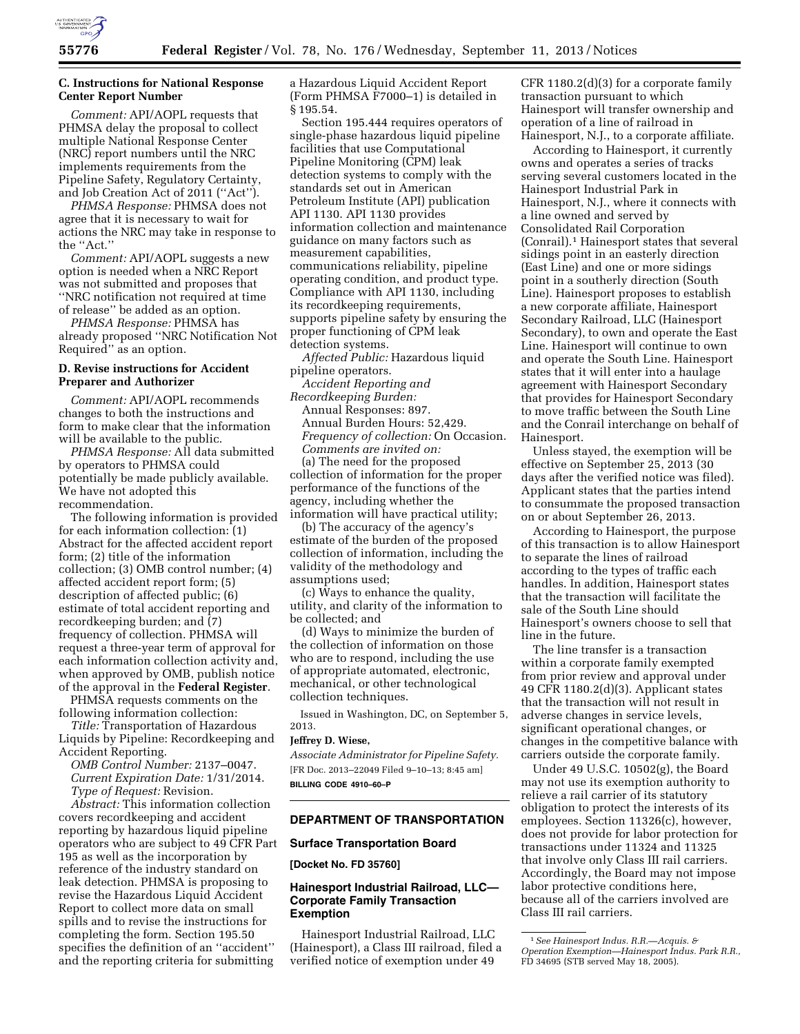### C. Instructions for National Response Center Report Number

*Comment:* API/AOPL requests that PHMSA delay the proposal to collect multiple National Response Center (NRC) report numbers until the NRC implements requirements from the Pipeline Safety, Regulatory Certainty, and Job Creation Act of 2011 (''Act'').

*PHMSA Response:* PHMSA does not agree that it is necessary to wait for actions the NRC may take in response to the ''Act.''

*Comment:* API/AOPL suggests a new option is needed when a NRC Report was not submitted and proposes that ''NRC notification not required at time of release'' be added as an option.

*PHMSA Response:* PHMSA has already proposed ''NRC Notification Not Required'' as an option.

### D. Revise instructions for Accident Preparer and Authorizer

*Comment:* API/AOPL recommends changes to both the instructions and form to make clear that the information will be available to the public.

*PHMSA Response:* All data submitted by operators to PHMSA could potentially be made publicly available. We have not adopted this recommendation.

The following information is provided for each information collection: (1) Abstract for the affected accident report form; (2) title of the information collection; (3) OMB control number; (4) affected accident report form; (5) description of affected public; (6) estimate of total accident reporting and recordkeeping burden; and (7) frequency of collection. PHMSA will request a three-year term of approval for each information collection activity and, when approved by OMB, publish notice of the approval in the **Federal Register**.

PHMSA requests comments on the following information collection:

*Title:* Transportation of Hazardous Liquids by Pipeline: Recordkeeping and Accident Reporting.

*OMB Control Number:* 2137–0047.

*Current Expiration Date:* 1/31/2014.

*Type of Request:* Revision.

*Abstract:* This information collection covers recordkeeping and accident reporting by hazardous liquid pipeline operators who are subject to 49 CFR Part 195 as well as the incorporation by reference of the industry standard on leak detection. PHMSA is proposing to revise the Hazardous Liquid Accident Report to collect more data on small spills and to revise the instructions for completing the form. Section 195.50 specifies the definition of an ''accident'' and the reporting criteria for submitting a Hazardous Liquid Accident Report (Form PHMSA F7000–1) is detailed in § 195.54.

Section 195.444 requires operators of single-phase hazardous liquid pipeline facilities that use Computational Pipeline Monitoring (CPM) leak detection systems to comply with the standards set out in American Petroleum Institute (API) publication API 1130. API 1130 provides information collection and maintenance guidance on many factors such as measurement capabilities, communications reliability, pipeline operating condition, and product type. Compliance with API 1130, including its recordkeeping requirements, supports pipeline safety by ensuring the proper functioning of CPM leak detection systems.

*Affected Public:* Hazardous liquid pipeline operators.

*Accident Reporting and Recordkeeping Burden:*

Annual Responses: 897.

Annual Burden Hours: 52,429.

*Frequency of collection:* On Occasion.

*Comments are invited on:*

(a) The need for the proposed collection of information for the proper performance of the functions of the agency, including whether the information will have practical utility;

(b) The accuracy of the agency's estimate of the burden of the proposed collection of information, including the validity of the methodology and assumptions used;

(c) Ways to enhance the quality, utility, and clarity of the information to be collected; and

(d) Ways to minimize the burden of the collection of information on those who are to respond, including the use of appropriate automated, electronic, mechanical, or other technological collection techniques.

Issued in Washington, DC, on September 5, 2013.

**Jeffrey D. Wiese,**

*Associate Administrator for Pipeline Safety.*

[FR Doc. 2013–22049 Filed 9–10–13; 8:45 am]

**BILLING CODE 4910–60–P**

## DEPARTMENT OF TRANSPORTATION

### Surface Transportation Board

**[Docket No. FD 35760]**

### Hainesport Industrial Railroad, LLC—Corporate Family Transaction Exemption

Hainesport Industrial Railroad, LLC (Hainesport), a Class III railroad, filed a verified notice of exemption under 49 CFR 1180.2(d)(3) for a corporate family transaction pursuant to which Hainesport will transfer ownership and operation of a line of railroad in Hainesport, N.J., to a corporate affiliate.

According to Hainesport, it currently owns and operates a series of tracks serving several customers located in the Hainesport Industrial Park in Hainesport, N.J., where it connects with a line owned and served by Consolidated Rail Corporation (Conrail).[1] Hainesport states that several sidings point in an easterly direction (East Line) and one or more sidings point in a southerly direction (South Line). Hainesport proposes to establish a new corporate affiliate, Hainesport Secondary Railroad, LLC (Hainesport Secondary), to own and operate the East Line. Hainesport will continue to own and operate the South Line. Hainesport states that it will enter into a haulage agreement with Hainesport Secondary that provides for Hainesport Secondary to move traffic between the South Line and the Conrail interchange on behalf of Hainesport.

Unless stayed, the exemption will be effective on September 25, 2013 (30 days after the verified notice was filed). Applicant states that the parties intend to consummate the proposed transaction on or about September 26, 2013.

According to Hainesport, the purpose of this transaction is to allow Hainesport to separate the lines of railroad according to the types of traffic each handles. In addition, Hainesport states that the transaction will facilitate the sale of the South Line should Hainesport's owners choose to sell that line in the future.

The line transfer is a transaction within a corporate family exempted from prior review and approval under 49 CFR 1180.2(d)(3). Applicant states that the transaction will not result in adverse changes in service levels, significant operational changes, or changes in the competitive balance with carriers outside the corporate family.

Under 49 U.S.C. 10502(g), the Board may not use its exemption authority to relieve a rail carrier of its statutory obligation to protect the interests of its employees. Section 11326(c), however, does not provide for labor protection for transactions under 11324 and 11325 that involve only Class III rail carriers. Accordingly, the Board may not impose labor protective conditions here, because all of the carriers involved are Class III rail carriers.

[1] *See Hainesport Indus. R.R.—Acquis. & Operation Exemption—Hainesport Indus. Park R.R.,* FD 34695 (STB served May 18, 2005).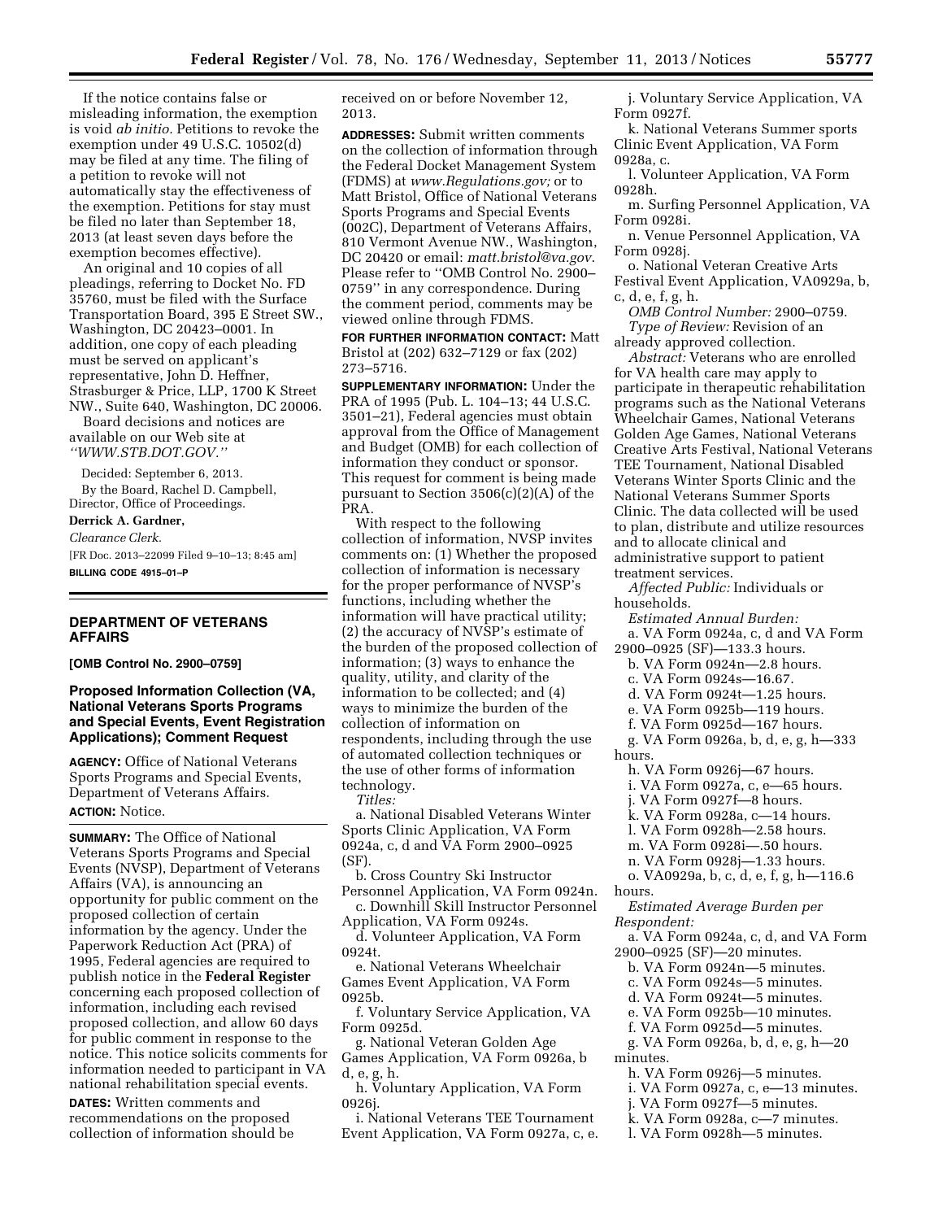If the notice contains false or misleading information, the exemption is void *ab initio*. Petitions to revoke the exemption under 49 U.S.C. 10502(d) may be filed at any time. The filing of a petition to revoke will not automatically stay the effectiveness of the exemption. Petitions for stay must be filed no later than September 18, 2013 (at least seven days before the exemption becomes effective).

An original and 10 copies of all pleadings, referring to Docket No. FD 35760, must be filed with the Surface Transportation Board, 395 E Street SW., Washington, DC 20423–0001. In addition, one copy of each pleading must be served on applicant's representative, John D. Heffner, Strasburger & Price, LLP, 1700 K Street NW., Suite 640, Washington, DC 20006.

Board decisions and notices are available on our Web site at *"WWW.STB.DOT.GOV."*

Decided: September 6, 2013.

By the Board, Rachel D. Campbell, Director, Office of Proceedings.

**Derrick A. Gardner,**

*Clearance Clerk.*

[FR Doc. 2013–22099 Filed 9–10–13; 8:45 am]

**BILLING CODE 4915–01–P**

## DEPARTMENT OF VETERANS AFFAIRS

**[OMB Control No. 2900–0759]**

### Proposed Information Collection (VA, National Veterans Sports Programs and Special Events, Event Registration Applications); Comment Request

**AGENCY:** Office of National Veterans Sports Programs and Special Events, Department of Veterans Affairs.

**ACTION:** Notice.

**SUMMARY:** The Office of National Veterans Sports Programs and Special Events (NVSP), Department of Veterans Affairs (VA), is announcing an opportunity for public comment on the proposed collection of certain information by the agency. Under the Paperwork Reduction Act (PRA) of 1995, Federal agencies are required to publish notice in the **Federal Register** concerning each proposed collection of information, including each revised proposed collection, and allow 60 days for public comment in response to the notice. This notice solicits comments for information needed to participant in VA national rehabilitation special events.

**DATES:** Written comments and recommendations on the proposed collection of information should be received on or before November 12, 2013.

**ADDRESSES:** Submit written comments on the collection of information through the Federal Docket Management System (FDMS) at *www.Regulations.gov;* or to Matt Bristol, Office of National Veterans Sports Programs and Special Events (002C), Department of Veterans Affairs, 810 Vermont Avenue NW., Washington, DC 20420 or email: *matt.bristol@va.gov*. Please refer to "OMB Control No. 2900–0759" in any correspondence. During the comment period, comments may be viewed online through FDMS.

**FOR FURTHER INFORMATION CONTACT:** Matt Bristol at (202) 632–7129 or fax (202) 273–5716.

**SUPPLEMENTARY INFORMATION:** Under the PRA of 1995 (Pub. L. 104–13; 44 U.S.C. 3501–21), Federal agencies must obtain approval from the Office of Management and Budget (OMB) for each collection of information they conduct or sponsor. This request for comment is being made pursuant to Section 3506(c)(2)(A) of the PRA.

With respect to the following collection of information, NVSP invites comments on: (1) Whether the proposed collection of information is necessary for the proper performance of NVSP's functions, including whether the information will have practical utility; (2) the accuracy of NVSP's estimate of the burden of the proposed collection of information; (3) ways to enhance the quality, utility, and clarity of the information to be collected; and (4) ways to minimize the burden of the collection of information on respondents, including through the use of automated collection techniques or the use of other forms of information technology.

*Titles:*

a. National Disabled Veterans Winter Sports Clinic Application, VA Form 0924a, c, d and VA Form 2900–0925 (SF).

b. Cross Country Ski Instructor Personnel Application, VA Form 0924n.

c. Downhill Skill Instructor Personnel Application, VA Form 0924s.

d. Volunteer Application, VA Form 0924t.

e. National Veterans Wheelchair Games Event Application, VA Form 0925b.

f. Voluntary Service Application, VA Form 0925d.

g. National Veteran Golden Age Games Application, VA Form 0926a, b d, e, g, h.

h. Voluntary Application, VA Form 0926j.

i. National Veterans TEE Tournament Event Application, VA Form 0927a, c, e.

j. Voluntary Service Application, VA Form 0927f.

k. National Veterans Summer sports Clinic Event Application, VA Form 0928a, c.

l. Volunteer Application, VA Form 0928h.

m. Surfing Personnel Application, VA Form 0928i.

n. Venue Personnel Application, VA Form 0928j.

o. National Veteran Creative Arts Festival Event Application, VA0929a, b, c, d, e, f, g, h.

*OMB Control Number:* 2900–0759.

*Type of Review:* Revision of an already approved collection.

*Abstract:* Veterans who are enrolled for VA health care may apply to participate in therapeutic rehabilitation programs such as the National Veterans Wheelchair Games, National Veterans Golden Age Games, National Veterans Creative Arts Festival, National Veterans TEE Tournament, National Disabled Veterans Winter Sports Clinic and the National Veterans Summer Sports Clinic. The data collected will be used to plan, distribute and utilize resources and to allocate clinical and administrative support to patient treatment services.

*Affected Public:* Individuals or households.

*Estimated Annual Burden:*

a. VA Form 0924a, c, d and VA Form 2900–0925 (SF)—133.3 hours.

b. VA Form 0924n—2.8 hours.

c. VA Form 0924s—16.67.

d. VA Form 0924t—1.25 hours.

e. VA Form 0925b—119 hours.

f. VA Form 0925d—167 hours.

g. VA Form 0926a, b, d, e, g, h—333 hours.

h. VA Form 0926j—67 hours.

i. VA Form 0927a, c, e—65 hours.

j. VA Form 0927f—8 hours.

k. VA Form 0928a, c—14 hours.

l. VA Form 0928h—2.58 hours.

m. VA Form 0928i—.50 hours.

n. VA Form 0928j—1.33 hours.

o. VA0929a, b, c, d, e, f, g, h—116.6 hours.

*Estimated Average Burden per Respondent:*

a. VA Form 0924a, c, d, and VA Form 2900–0925 (SF)—20 minutes.

b. VA Form 0924n—5 minutes.

c. VA Form 0924s—5 minutes.

d. VA Form 0924t—5 minutes.

e. VA Form 0925b—10 minutes.

f. VA Form 0925d—5 minutes.

g. VA Form 0926a, b, d, e, g, h—20 minutes.

h. VA Form 0926j—5 minutes.

i. VA Form 0927a, c, e—13 minutes.

j. VA Form 0927f—5 minutes.

k. VA Form 0928a, c—7 minutes.

l. VA Form 0928h—5 minutes.